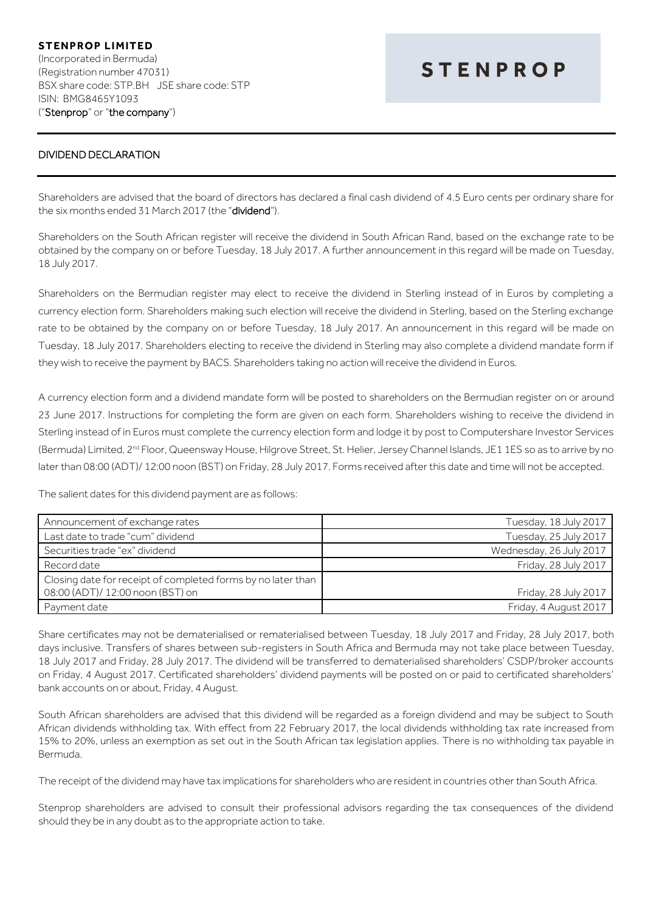**STENPROP LIMITED**
(Incorporated in Bermuda)
(Registration number 47031)
BSX share code: STP.BH JSE share code: STP
ISIN: BMG8465Y1093
("**Stenprop**" or "**the company**")

STENPROP

## DIVIDEND DECLARATION

Shareholders are advised that the board of directors has declared a final cash dividend of 4.5 Euro cents per ordinary share for the six months ended 31 March 2017 (the "**dividend**").

Shareholders on the South African register will receive the dividend in South African Rand, based on the exchange rate to be obtained by the company on or before Tuesday, 18 July 2017. A further announcement in this regard will be made on Tuesday, 18 July 2017.

Shareholders on the Bermudian register may elect to receive the dividend in Sterling instead of in Euros by completing a currency election form. Shareholders making such election will receive the dividend in Sterling, based on the Sterling exchange rate to be obtained by the company on or before Tuesday, 18 July 2017. An announcement in this regard will be made on Tuesday, 18 July 2017. Shareholders electing to receive the dividend in Sterling may also complete a dividend mandate form if they wish to receive the payment by BACS. Shareholders taking no action will receive the dividend in Euros.

A currency election form and a dividend mandate form will be posted to shareholders on the Bermudian register on or around 23 June 2017. Instructions for completing the form are given on each form. Shareholders wishing to receive the dividend in Sterling instead of in Euros must complete the currency election form and lodge it by post to Computershare Investor Services (Bermuda) Limited, 2nd Floor, Queensway House, Hilgrove Street, St. Helier, Jersey Channel Islands, JE1 1ES so as to arrive by no later than 08:00 (ADT)/ 12:00 noon (BST) on Friday, 28 July 2017. Forms received after this date and time will not be accepted.

The salient dates for this dividend payment are as follows:

| | |
|---|---|
| Announcement of exchange rates | Tuesday, 18 July 2017 |
| Last date to trade "cum" dividend | Tuesday, 25 July 2017 |
| Securities trade "ex" dividend | Wednesday, 26 July 2017 |
| Record date | Friday, 28 July 2017 |
| Closing date for receipt of completed forms by no later than 08:00 (ADT)/ 12:00 noon (BST) on | Friday, 28 July 2017 |
| Payment date | Friday, 4 August 2017 |

Share certificates may not be dematerialised or rematerialised between Tuesday, 18 July 2017 and Friday, 28 July 2017, both days inclusive. Transfers of shares between sub-registers in South Africa and Bermuda may not take place between Tuesday, 18 July 2017 and Friday, 28 July 2017. The dividend will be transferred to dematerialised shareholders' CSDP/broker accounts on Friday, 4 August 2017. Certificated shareholders' dividend payments will be posted on or paid to certificated shareholders' bank accounts on or about, Friday, 4 August.

South African shareholders are advised that this dividend will be regarded as a foreign dividend and may be subject to South African dividends withholding tax. With effect from 22 February 2017, the local dividends withholding tax rate increased from 15% to 20%, unless an exemption as set out in the South African tax legislation applies. There is no withholding tax payable in Bermuda.

The receipt of the dividend may have tax implications for shareholders who are resident in countries other than South Africa.

Stenprop shareholders are advised to consult their professional advisors regarding the tax consequences of the dividend should they be in any doubt as to the appropriate action to take.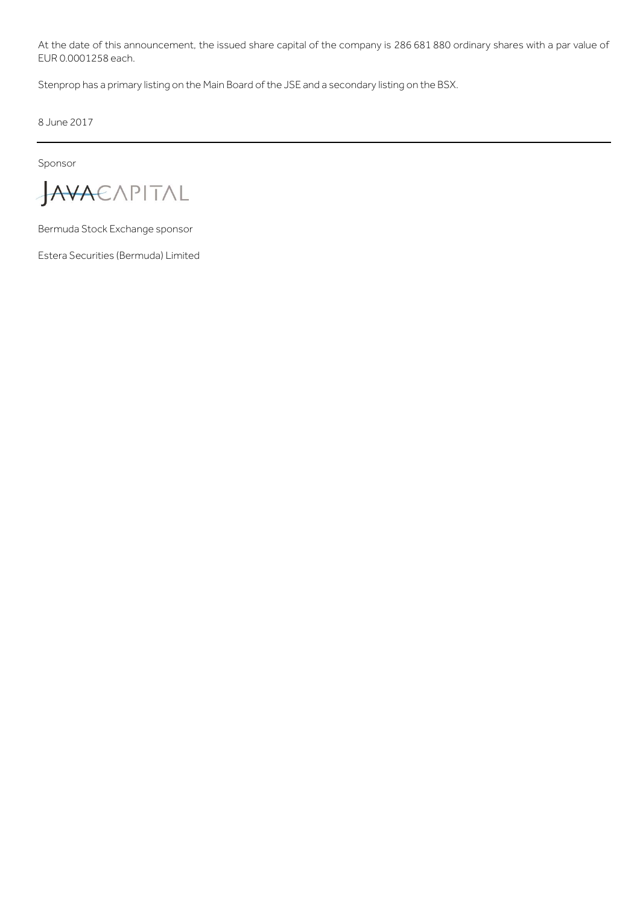At the date of this announcement, the issued share capital of the company is 286 681 880 ordinary shares with a par value of EUR 0.0001258 each.

Stenprop has a primary listing on the Main Board of the JSE and a secondary listing on the BSX.

8 June 2017

---

Sponsor

JAVACAPITAL

Bermuda Stock Exchange sponsor

Estera Securities (Bermuda) Limited